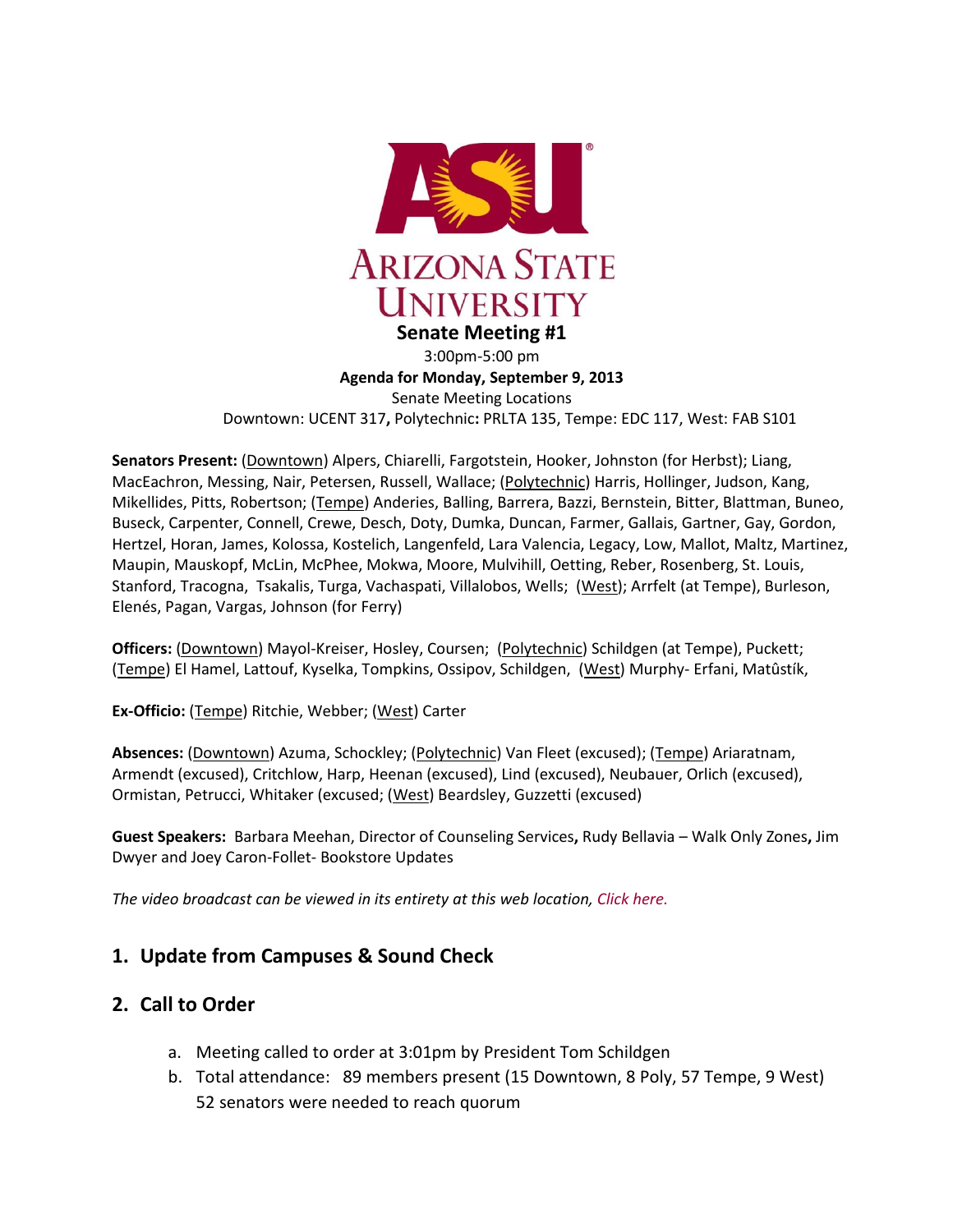ARIZONA STATE UNIVERSITY

**Senate Meeting #1**

3:00pm-5:00 pm

**Agenda for Monday, September 9, 2013**

Senate Meeting Locations

Downtown: UCENT 317**,** Polytechnic**:** PRLTA 135, Tempe: EDC 117, West: FAB S101

**Senators Present:** (Downtown) Alpers, Chiarelli, Fargotstein, Hooker, Johnston (for Herbst); Liang, MacEachron, Messing, Nair, Petersen, Russell, Wallace; (Polytechnic) Harris, Hollinger, Judson, Kang, Mikellides, Pitts, Robertson; (Tempe) Anderies, Balling, Barrera, Bazzi, Bernstein, Bitter, Blattman, Buneo, Buseck, Carpenter, Connell, Crewe, Desch, Doty, Dumka, Duncan, Farmer, Gallais, Gartner, Gay, Gordon, Hertzel, Horan, James, Kolossa, Kostelich, Langenfeld, Lara Valencia, Legacy, Low, Mallot, Maltz, Martinez, Maupin, Mauskopf, McLin, McPhee, Mokwa, Moore, Mulvihill, Oetting, Reber, Rosenberg, St. Louis, Stanford, Tracogna, Tsakalis, Turga, Vachaspati, Villalobos, Wells; (West); Arrfelt (at Tempe), Burleson, Elenés, Pagan, Vargas, Johnson (for Ferry)

**Officers:** (Downtown) Mayol-Kreiser, Hosley, Coursen; (Polytechnic) Schildgen (at Tempe), Puckett; (Tempe) El Hamel, Lattouf, Kyselka, Tompkins, Ossipov, Schildgen, (West) Murphy- Erfani, Matûstík,

**Ex-Officio:** (Tempe) Ritchie, Webber; (West) Carter

**Absences:** (Downtown) Azuma, Schockley; (Polytechnic) Van Fleet (excused); (Tempe) Ariaratnam, Armendt (excused), Critchlow, Harp, Heenan (excused), Lind (excused), Neubauer, Orlich (excused), Ormistan, Petrucci, Whitaker (excused; (West) Beardsley, Guzzetti (excused)

**Guest Speakers:** Barbara Meehan, Director of Counseling Services**,** Rudy Bellavia – Walk Only Zones**,** Jim Dwyer and Joey Caron-Follet- Bookstore Updates

*The video broadcast can be viewed in its entirety at this web location, Click here.*

## 1. Update from Campuses & Sound Check

## 2. Call to Order

a. Meeting called to order at 3:01pm by President Tom Schildgen

b. Total attendance: 89 members present (15 Downtown, 8 Poly, 57 Tempe, 9 West)
52 senators were needed to reach quorum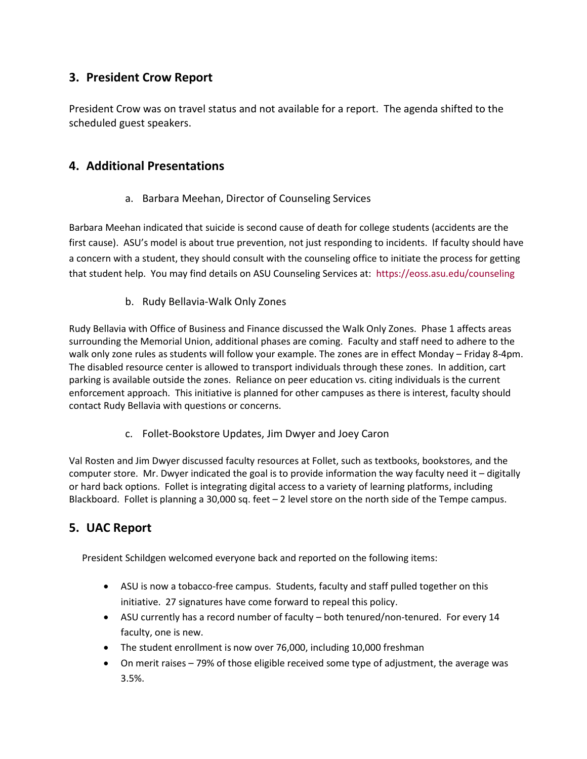## 3. President Crow Report

President Crow was on travel status and not available for a report. The agenda shifted to the scheduled guest speakers.

## 4. Additional Presentations

a. Barbara Meehan, Director of Counseling Services

Barbara Meehan indicated that suicide is second cause of death for college students (accidents are the first cause). ASU's model is about true prevention, not just responding to incidents. If faculty should have a concern with a student, they should consult with the counseling office to initiate the process for getting that student help. You may find details on ASU Counseling Services at: https://eoss.asu.edu/counseling

b. Rudy Bellavia-Walk Only Zones

Rudy Bellavia with Office of Business and Finance discussed the Walk Only Zones. Phase 1 affects areas surrounding the Memorial Union, additional phases are coming. Faculty and staff need to adhere to the walk only zone rules as students will follow your example. The zones are in effect Monday – Friday 8-4pm. The disabled resource center is allowed to transport individuals through these zones. In addition, cart parking is available outside the zones. Reliance on peer education vs. citing individuals is the current enforcement approach. This initiative is planned for other campuses as there is interest, faculty should contact Rudy Bellavia with questions or concerns.

c. Follet-Bookstore Updates, Jim Dwyer and Joey Caron

Val Rosten and Jim Dwyer discussed faculty resources at Follet, such as textbooks, bookstores, and the computer store. Mr. Dwyer indicated the goal is to provide information the way faculty need it – digitally or hard back options. Follet is integrating digital access to a variety of learning platforms, including Blackboard. Follet is planning a 30,000 sq. feet – 2 level store on the north side of the Tempe campus.

## 5. UAC Report

President Schildgen welcomed everyone back and reported on the following items:

- ASU is now a tobacco-free campus. Students, faculty and staff pulled together on this initiative. 27 signatures have come forward to repeal this policy.
- ASU currently has a record number of faculty – both tenured/non-tenured. For every 14 faculty, one is new.
- The student enrollment is now over 76,000, including 10,000 freshman
- On merit raises – 79% of those eligible received some type of adjustment, the average was 3.5%.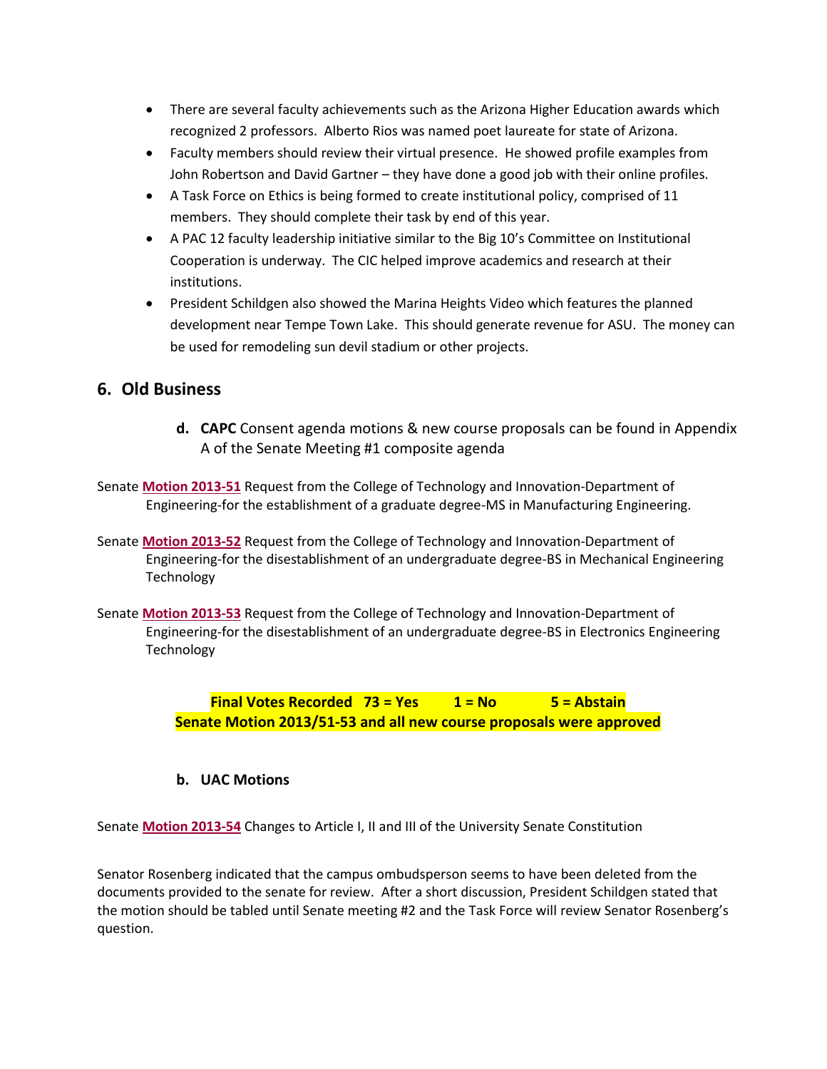- There are several faculty achievements such as the Arizona Higher Education awards which recognized 2 professors. Alberto Rios was named poet laureate for state of Arizona.
- Faculty members should review their virtual presence. He showed profile examples from John Robertson and David Gartner – they have done a good job with their online profiles.
- A Task Force on Ethics is being formed to create institutional policy, comprised of 11 members. They should complete their task by end of this year.
- A PAC 12 faculty leadership initiative similar to the Big 10's Committee on Institutional Cooperation is underway. The CIC helped improve academics and research at their institutions.
- President Schildgen also showed the Marina Heights Video which features the planned development near Tempe Town Lake. This should generate revenue for ASU. The money can be used for remodeling sun devil stadium or other projects.

## 6. Old Business

**d. CAPC** Consent agenda motions & new course proposals can be found in Appendix A of the Senate Meeting #1 composite agenda

Senate **Motion 2013-51** Request from the College of Technology and Innovation-Department of Engineering-for the establishment of a graduate degree-MS in Manufacturing Engineering.

Senate **Motion 2013-52** Request from the College of Technology and Innovation-Department of Engineering-for the disestablishment of an undergraduate degree-BS in Mechanical Engineering Technology

Senate **Motion 2013-53** Request from the College of Technology and Innovation-Department of Engineering-for the disestablishment of an undergraduate degree-BS in Electronics Engineering Technology

**Final Votes Recorded 73 = Yes 1 = No 5 = Abstain**
**Senate Motion 2013/51-53 and all new course proposals were approved**

**b. UAC Motions**

Senate **Motion 2013-54** Changes to Article I, II and III of the University Senate Constitution

Senator Rosenberg indicated that the campus ombudsperson seems to have been deleted from the documents provided to the senate for review. After a short discussion, President Schildgen stated that the motion should be tabled until Senate meeting #2 and the Task Force will review Senator Rosenberg's question.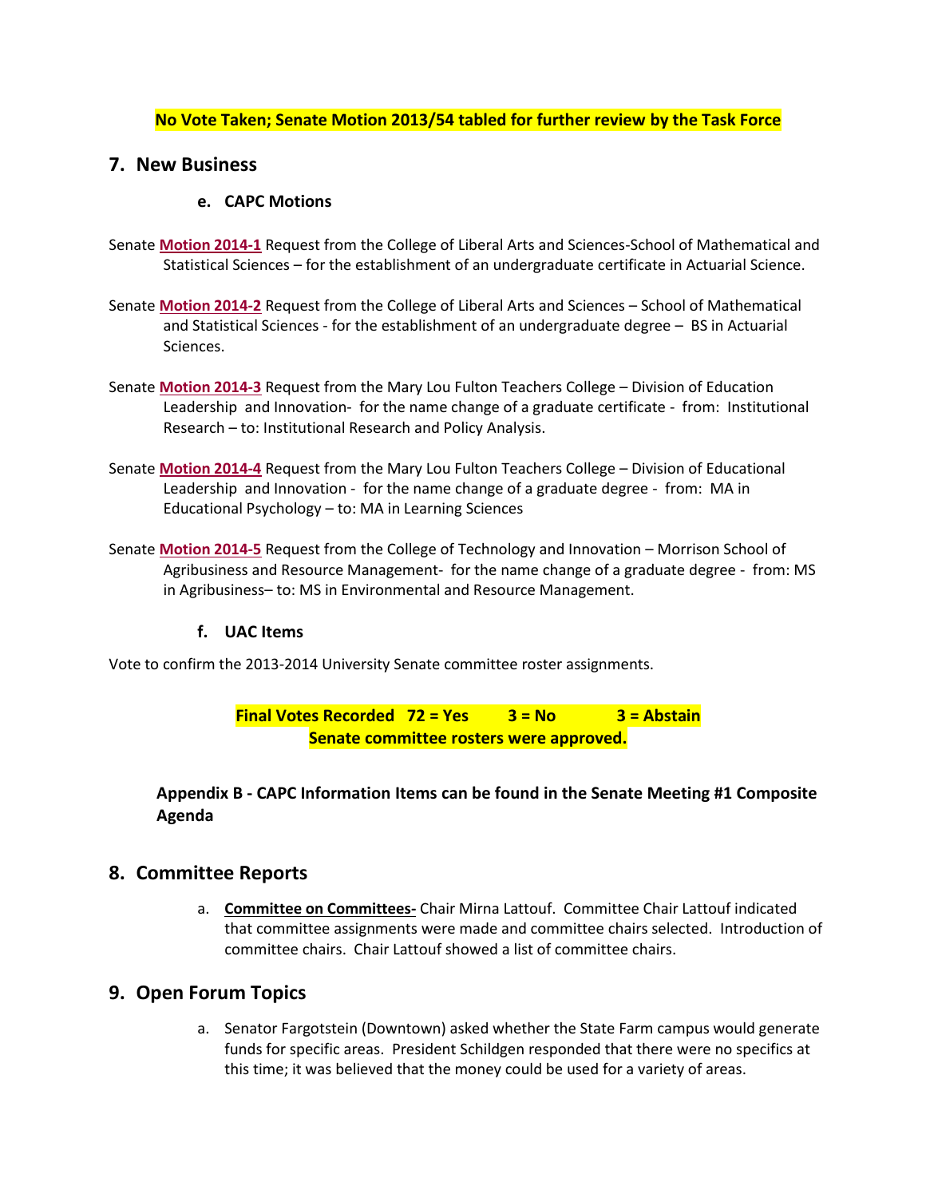**No Vote Taken; Senate Motion 2013/54 tabled for further review by the Task Force**

## 7. New Business

### e. CAPC Motions

Senate **Motion 2014-1** Request from the College of Liberal Arts and Sciences-School of Mathematical and Statistical Sciences – for the establishment of an undergraduate certificate in Actuarial Science.

Senate **Motion 2014-2** Request from the College of Liberal Arts and Sciences – School of Mathematical and Statistical Sciences - for the establishment of an undergraduate degree – BS in Actuarial Sciences.

Senate **Motion 2014-3** Request from the Mary Lou Fulton Teachers College – Division of Education Leadership and Innovation- for the name change of a graduate certificate - from: Institutional Research – to: Institutional Research and Policy Analysis.

Senate **Motion 2014-4** Request from the Mary Lou Fulton Teachers College – Division of Educational Leadership and Innovation - for the name change of a graduate degree - from: MA in Educational Psychology – to: MA in Learning Sciences

Senate **Motion 2014-5** Request from the College of Technology and Innovation – Morrison School of Agribusiness and Resource Management- for the name change of a graduate degree - from: MS in Agribusiness– to: MS in Environmental and Resource Management.

### f. UAC Items

Vote to confirm the 2013-2014 University Senate committee roster assignments.

**Final Votes Recorded 72 = Yes 3 = No 3 = Abstain**
**Senate committee rosters were approved.**

**Appendix B - CAPC Information Items can be found in the Senate Meeting #1 Composite Agenda**

## 8. Committee Reports

a. **Committee on Committees-** Chair Mirna Lattouf. Committee Chair Lattouf indicated that committee assignments were made and committee chairs selected. Introduction of committee chairs. Chair Lattouf showed a list of committee chairs.

## 9. Open Forum Topics

a. Senator Fargotstein (Downtown) asked whether the State Farm campus would generate funds for specific areas. President Schildgen responded that there were no specifics at this time; it was believed that the money could be used for a variety of areas.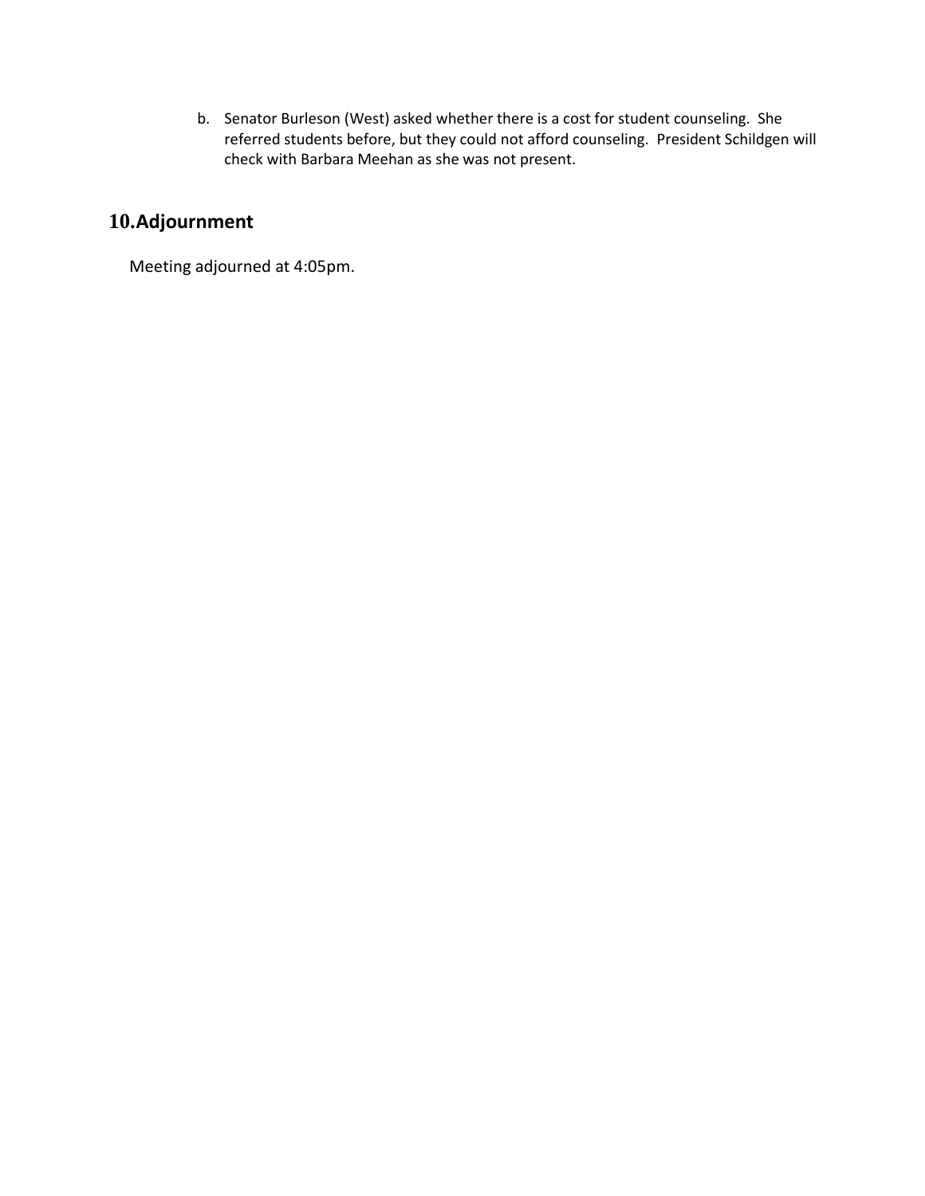b. Senator Burleson (West) asked whether there is a cost for student counseling. She referred students before, but they could not afford counseling. President Schildgen will check with Barbara Meehan as she was not present.

## 10. Adjournment

Meeting adjourned at 4:05pm.